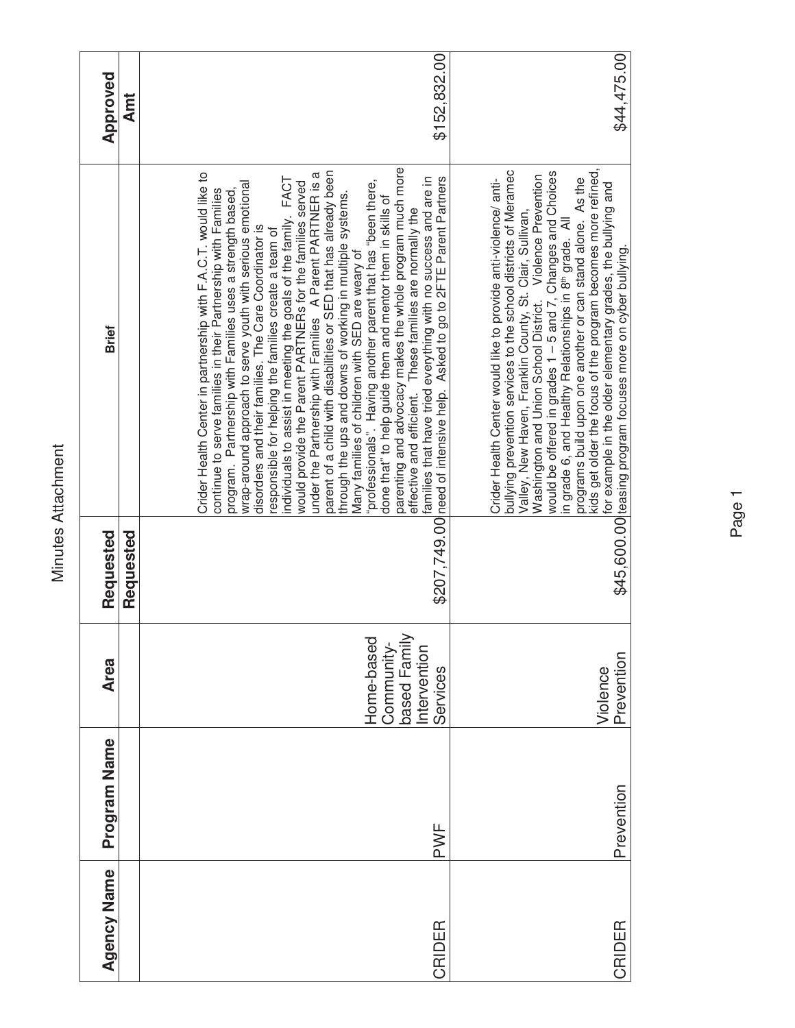# Minutes Attachment

| Agency Name | Program Name | Area | Requested | Brief | Approved |
|---|---|---|---|---|---|
| | | | Requested | | Amt |
| CRIDER | PWF | Home-based Community-based Family Intervention Services | $207,749.00 | Crider Health Center in partnership with F.A.C.T. would like to continue to serve families in their Partnership with Families program. Partnership with Families uses a strength based, wrap-around approach to serve youth with serious emotional disorders and their families. The Care Coordinator is responsible for helping the families create a team of individuals to assist in meeting the goals of the family. FACT would provide the Parent PARTNERs for the families served under the Partnership with Families A Parent PARTNER is a parent of a child with disabilities or SED that has already been through the ups and downs of working in multiple systems. Many families of children with SED are weary of "professionals". Having another parent that has "been there, done that" to help guide them and mentor them in skills of parenting and advocacy makes the whole program much more effective and efficient. These families are normally the families that have tried everything with no success and are in need of intensive help. Asked to go to 2FTE Parent Partners | $152,832.00 |
| CRIDER | Prevention | Violence Prevention | $45,600.00 | Crider Health Center would like to provide anti-violence/ anti-bullying prevention services to the school districts of Meramec Valley, New Haven, Franklin County, St. Clair, Sullivan, Washington and Union School District. Violence Prevention would be offered in grades 1 – 5 and 7, Changes and Choices in grade 6, and Healthy Relationships in 8th grade. All programs build upon one another or can stand alone. As the kids get older the focus of the program becomes more refined, for example in the older elementary grades, the bullying and teasing program focuses more on cyber bullying. | $44,475.00 |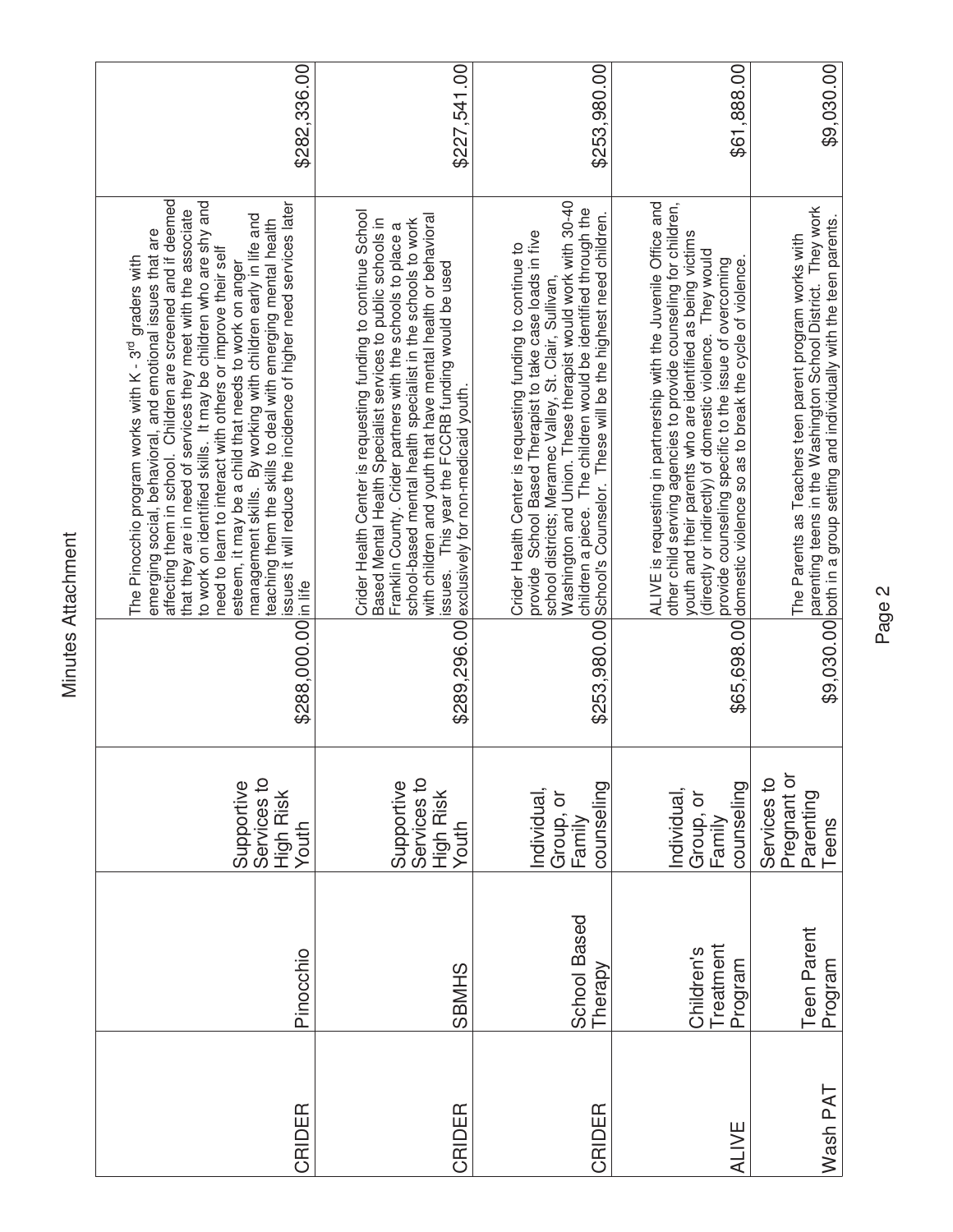Minutes Attachment

| | | | | | |
|---|---|---|---|---|---|
| CRIDER | Pinocchio | Supportive Services to High Risk Youth | $288,000.00 | The Pinocchio program works with K - 3rd graders with emerging social, behavioral, and emotional issues that are affecting them in school. Children are screened and if deemed that they are in need of services they meet with the associate to work on identified skills. It may be children who are shy and need to learn to interact with others or improve their self esteem, it may be a child that needs to work on anger management skills. By working with children early in life and teaching them the skills to deal with emerging mental health issues it will reduce the incidence of higher need services later in life | $282,336.00 |
| CRIDER | SBMHS | Supportive Services to High Risk Youth | $289,296.00 | Crider Health Center is requesting funding to continue School Based Mental Health Specialist services to public schools in Franklin County. Crider partners with the schools to place a school-based mental health specialist in the schools to work with children and youth that have mental health or behavioral issues. This year the FCCRB funding would be used exclusively for non-medicaid youth. | $227,541.00 |
| CRIDER | School Based Therapy | Individual, Group, or Family counseling | $253,980.00 | Crider Health Center is requesting funding to continue to provide School Based Therapist to take case loads in five school districts; Meramec Valley, St. Clair, Sullivan, Washington and Union. These therapist would work with 30-40 children a piece. The children would be identified through the School's Counselor. These will be the highest need children. | $253,980.00 |
| ALIVE | Children's Treatment Program | Individual, Group, or Family counseling | $65,698.00 | ALIVE is requesting in partnership with the Juvenile Office and other child serving agencies to provide counseling for children, youth and their parents who are identified as being victims (directly or indirectly) of domestic violence. They would provide counseling specific to the issue of overcoming domestic violence so as to break the cycle of violence. | $61,888.00 |
| Wash PAT | Teen Parent Program | Services to Pregnant or Parenting Teens | $9,030.00 | The Parents as Teachers teen parent program works with parenting teens in the Washington School District. They work both in a group setting and individually with the teen parents. | $9,030.00 |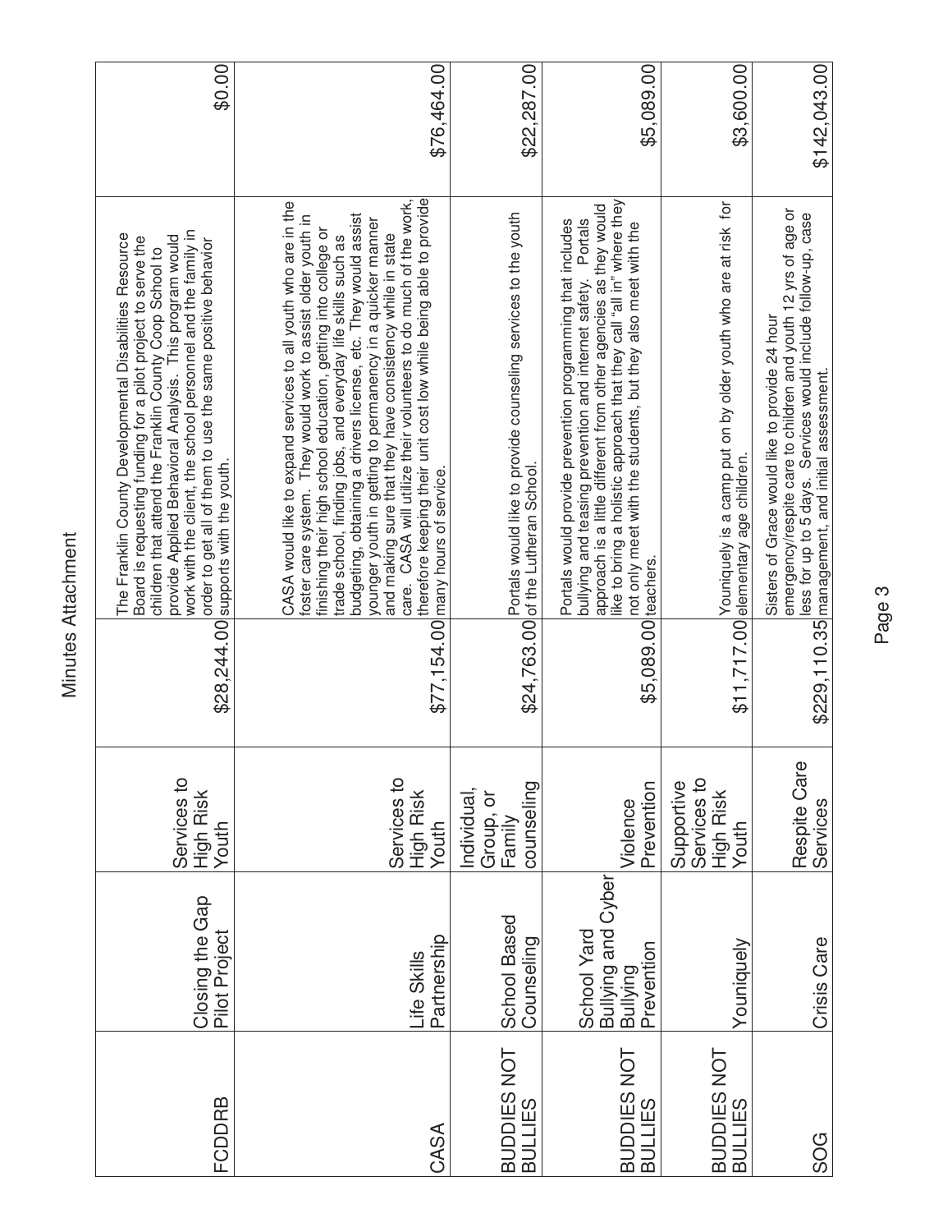# Minutes Attachment

| | | | | | |
|---|---|---|---|---|---|
| FCDDRB | Closing the Gap Pilot Project | Services to High Risk Youth | $28,244.00 | The Franklin County Developmental Disabilities Resource Board is requesting funding for a pilot project to serve the children that attend the Franklin County Coop School to provide Applied Behavioral Analysis. This program would work with the client, the school personnel and the family in order to get all of them to use the same positive behavior supports with the youth. | $0.00 |
| CASA | Life Skills Partnership | Services to High Risk Youth | $77,154.00 | CASA would like to expand services to all youth who are in the foster care system. They would work to assist older youth in finishing their high school education, getting into college or trade school, finding jobs, and everyday life skills such as budgeting, obtaining a drivers license, etc. They would assist younger youth in getting to permanency in a quicker manner and making sure that they have consistency while in state care. CASA will utilize their volunteers to do much of the work, therefore keeping their unit cost low while being able to provide many hours of service. | $76,464.00 |
| BUDDIES NOT BULLIES | School Based Counseling | Individual, Group, or Family counseling | $24,763.00 | Portals would like to provide counseling services to the youth of the Lutheran School. | $22,287.00 |
| BUDDIES NOT BULLIES | School Yard Bullying and Cyber Bullying Prevention | Violence Prevention | $5,089.00 | Portals would provide prevention programming that includes bullying and teasing prevention and internet safety. Portals approach is a little different from other agencies as they would like to bring a holistic approach that they call "all in" where they not only meet with the students, but they also meet with the teachers. | $5,089.00 |
| BUDDIES NOT BULLIES | Youniquely | Supportive Services to High Risk Youth | $11,717.00 | Youniquely is a camp put on by older youth who are at risk for elementary age children. | $3,600.00 |
| SOG | Crisis Care | Respite Care Services | $229,110.35 | Sisters of Grace would like to provide 24 hour emergency/respite care to children and youth 12 yrs of age or less for up to 5 days. Services would include follow-up, case management, and initial assessment. | $142,043.00 |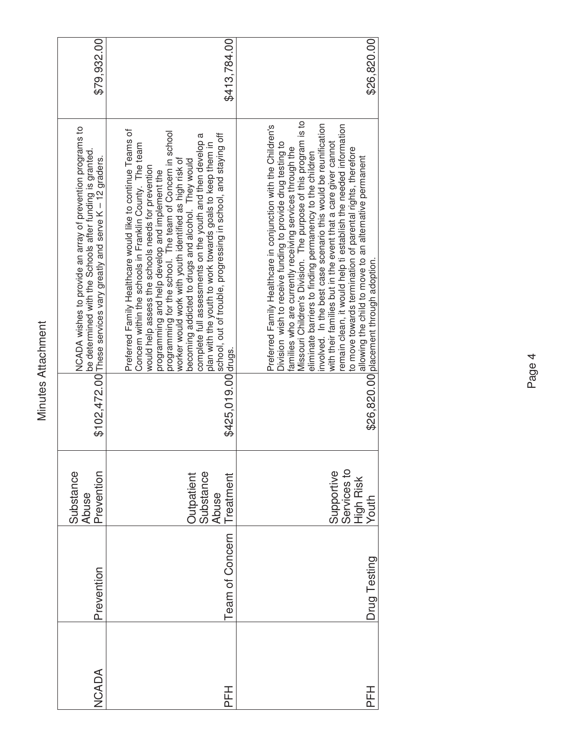# Minutes Attachment

| | | | | | |
|---|---|---|---|---|---|
| NCADA | Prevention | Substance Abuse Prevention | $102,472.00 | NCADA wishes to provide an array of prevention programs to be determined with the Schools after funding is granted. These services vary greatly and serve K – 12 graders. | $79,932.00 |
| PFH | Team of Concern | Outpatient Substance Abuse Treatment | $425,019.00 | Preferred Family Healthcare would like to continue Teams of Concern within the schools in Franklin County. The team would help assess the schools needs for prevention programming and help develop and implement the programming for the school. The team of Concern in school worker would work with youth identified as high risk of becoming addicted to drugs and alcohol. They would complete full assessments on the youth and then develop a plan with the youth to work towards goals to keep them in school, out of trouble, progressing in school, and staying off drugs. | $413,784.00 |
| PFH | Drug Testing | Supportive Services to High Risk Youth | $26,820.00 | Preferred Family Healthcare in conjunction with the Children's Division wish to receive funding to provide drug testing to families who are currently receiving services through the Missouri Children's Division. The purpose of this program is to eliminate barriers to finding permanency to the children involved. In the best case scenario this would be reunification with their families but in the event that a care giver cannot remain clean, it would help ti establish the needed information to move towards termination of parental rights, therefore allowing the child to move to an alternative permanent placement through adoption. | $26,820.00 |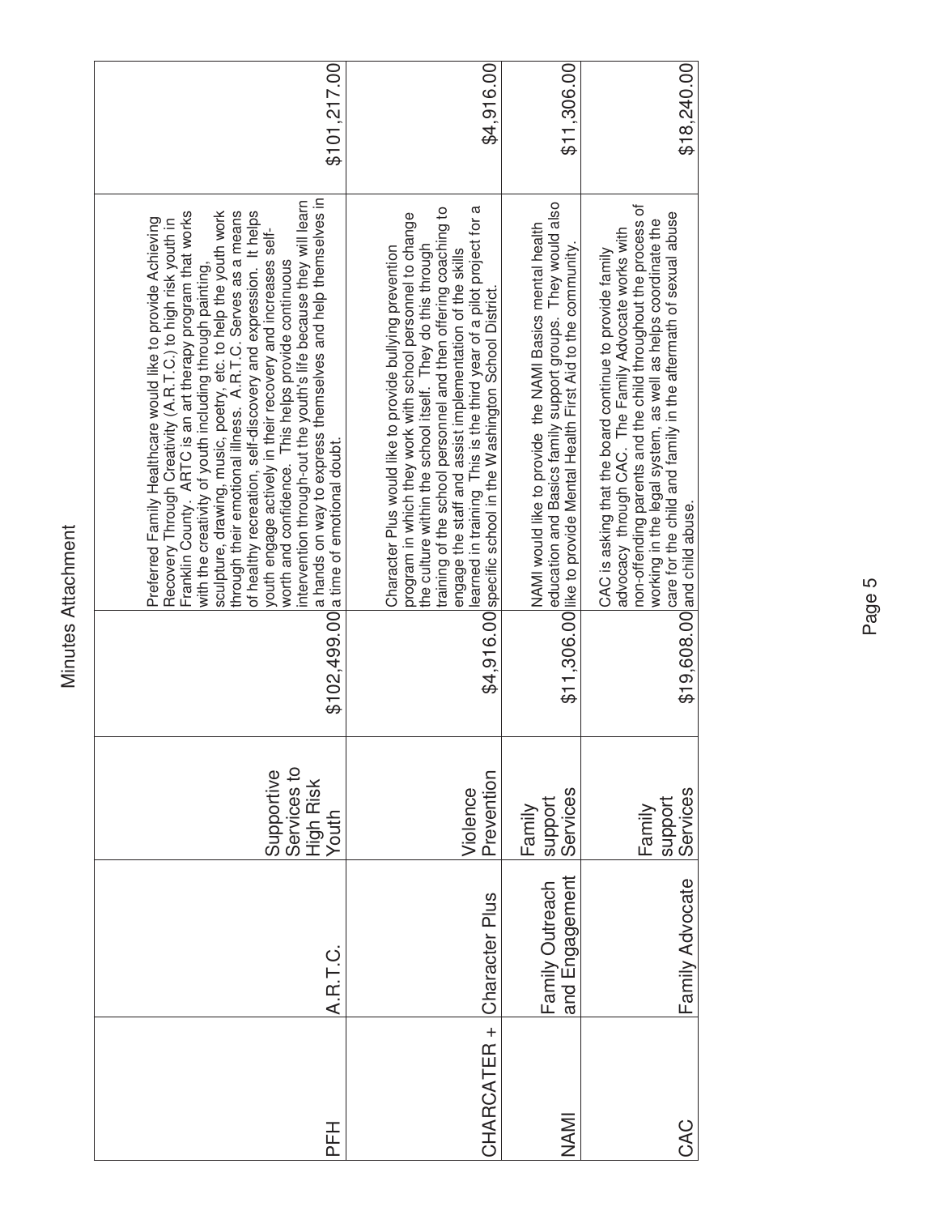# Minutes Attachment

| | | | | | |
|---|---|---|---|---|---|
| PFH | A.R.T.C. | Supportive Services to High Risk Youth | $102,499.00 | Preferred Family Healthcare would like to provide Achieving Recovery Through Creativity (A.R.T.C.) to high risk youth in Franklin County. ARTC is an art therapy program that works with the creativity of youth including through painting, sculpture, drawing, music, poetry, etc. to help the youth work through their emotional illness. A.R.T.C. Serves as a means of healthy recreation, self-discovery and expression. It helps youth engage actively in their recovery and increases self-worth and confidence. This helps provide continuous intervention through-out the youth's life because they will learn a hands on way to express themselves and help themselves in a time of emotional doubt. | $101,217.00 |
| CHARCATER + | Character Plus | Violence Prevention | $4,916.00 | Character Plus would like to provide bullying prevention program in which they work with school personnel to change the culture within the school itself. They do this through training of the school personnel and then offering coaching to engage the staff and assist implementation of the skills learned in training. This is the third year of a pilot project for a specific school in the Washington School District. | $4,916.00 |
| NAMI | Family Outreach and Engagement | Family support Services | $11,306.00 | NAMI would like to provide the NAMI Basics mental health education and Basics family support groups. They would also like to provide Mental Health First Aid to the community. | $11,306.00 |
| CAC | Family Advocate | Family support Services | $19,608.00 | CAC is asking that the board continue to provide family advocacy through CAC. The Family Advocate works with non-offending parents and the child throughout the process of working in the legal system, as well as helps coordinate the care for the child and family in the aftermath of sexual abuse and child abuse. | $18,240.00 |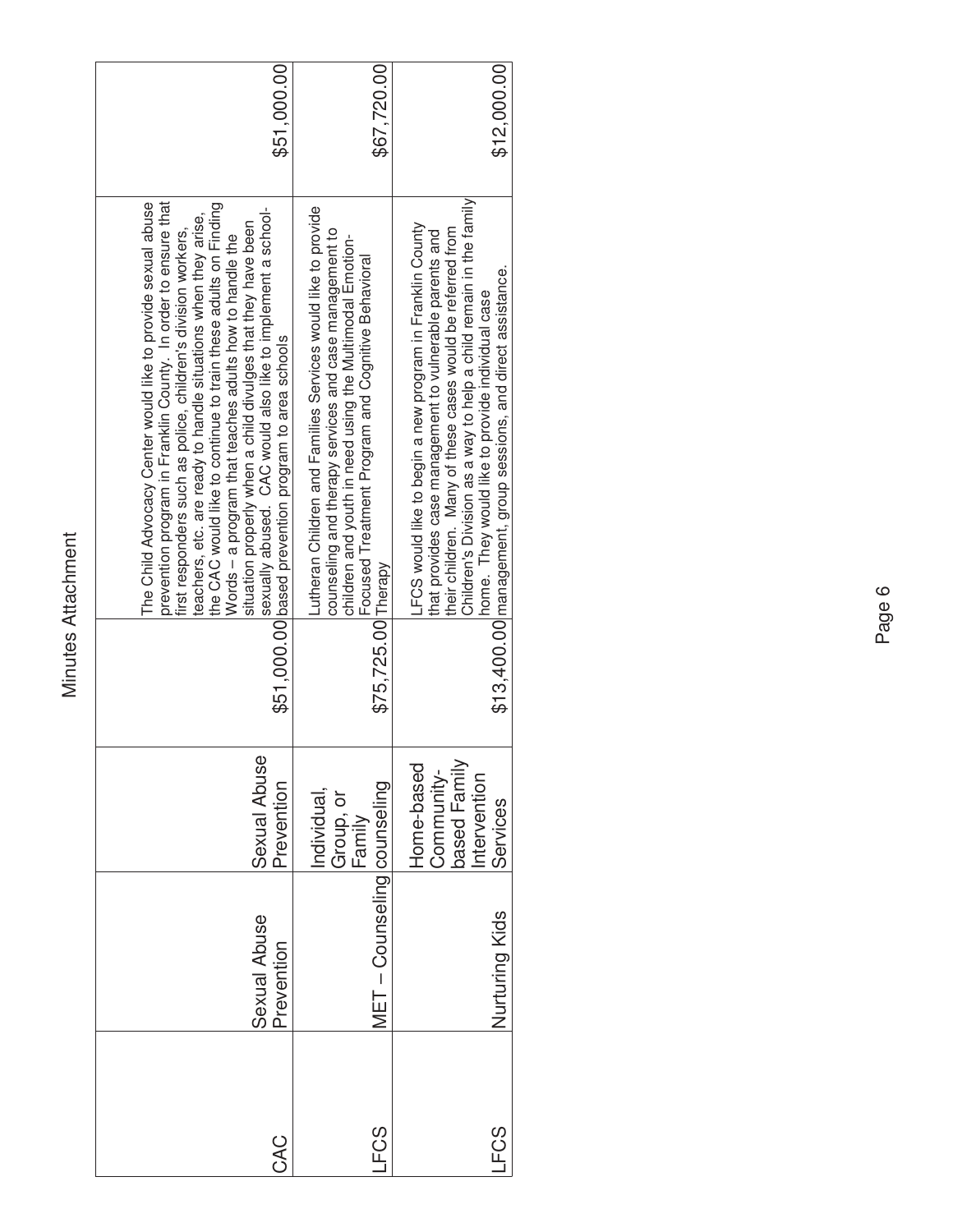# Minutes Attachment

| | | | | | |
|---|---|---|---|---|---|
| CAC | Sexual Abuse Prevention | Sexual Abuse Prevention | $51,000.00 | The Child Advocacy Center would like to provide sexual abuse prevention program in Franklin County. In order to ensure that first responders such as police, children's division workers, teachers, etc. are ready to handle situations when they arise, the CAC would like to continue to train these adults on Finding Words – a program that teaches adults how to handle the situation properly when a child divulges that they have been sexually abused. CAC would also like to implement a school-based prevention program to area schools | $51,000.00 |
| LFCS | MET – Counseling | Individual, Group, or Family counseling | $75,725.00 | Lutheran Children and Families Services would like to provide counseling and therapy services and case management to children and youth in need using the Multimodal Emotion-Focused Treatment Program and Cognitive Behavioral Therapy | $67,720.00 |
| LFCS | Nurturing Kids | Home-based Community-based Family Intervention Services | $13,400.00 | LFCS would like to begin a new program in Franklin County that provides case management to vulnerable parents and their children. Many of these cases would be referred from Children's Division as a way to help a child remain in the family home. They would like to provide individual case management, group sessions, and direct assistance. | $12,000.00 |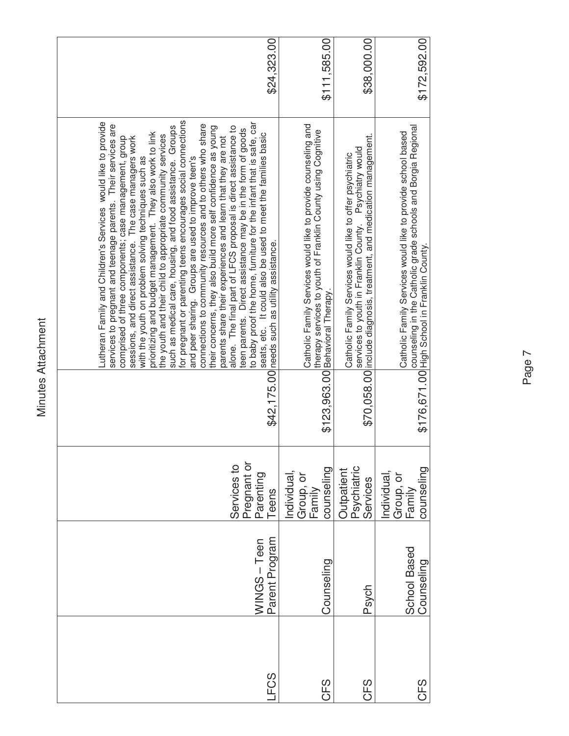Minutes Attachment

| | | | | | |
|---|---|---|---|---|---|
| LFCS | WINGS – Teen Parent Program | Services to Pregnant or Parenting Teens | $42,175.00 | Lutheran Family and Children's Services would like to provide services to pregnant and teenage parents. Their services are comprised of three components; case management, group sessions, and direct assistance. The case managers work with the youth on problem solving techniques such as prioritizing and budget management. They also work to link the youth and their child to appropriate community services such as medical care, housing, and food assistance. Groups for pregnant or parenting teens encourages social connections and peer sharing. Groups are used to improve teen's connections to community resources and to others who share their concerns, they also build more self confidence as young parents share their experiences and learn that they are not alone. The final part of LFCS proposal is direct assistance to teen parents. Direct assistance may be in the form of goods to baby proof the home, furniture for the infant that is safe, car seats, etc. It could also be used to meet the families basic needs such as utility assistance. | $24,323.00 |
| CFS | Counseling | Individual, Group, or Family counseling | $123,963.00 | Catholic Family Services would like to provide counseling and therapy services to youth of Franklin County using Cognitive Behavioral Therapy. | $111,585.00 |
| CFS | Psych | Outpatient Psychiatric Services | $70,058.00 | Catholic Family Services would like to offer psychiatric services to youth in Franklin County. Psychiatry would include diagnosis, treatment, and medication management. | $38,000.00 |
| CFS | School Based Counseling | Individual, Group, or Family counseling | $176,671.00 | Catholic Family Services would like to provide school based counseling in the Catholic grade schools and Borgia Regional High School in Franklin County. | $172,592.00 |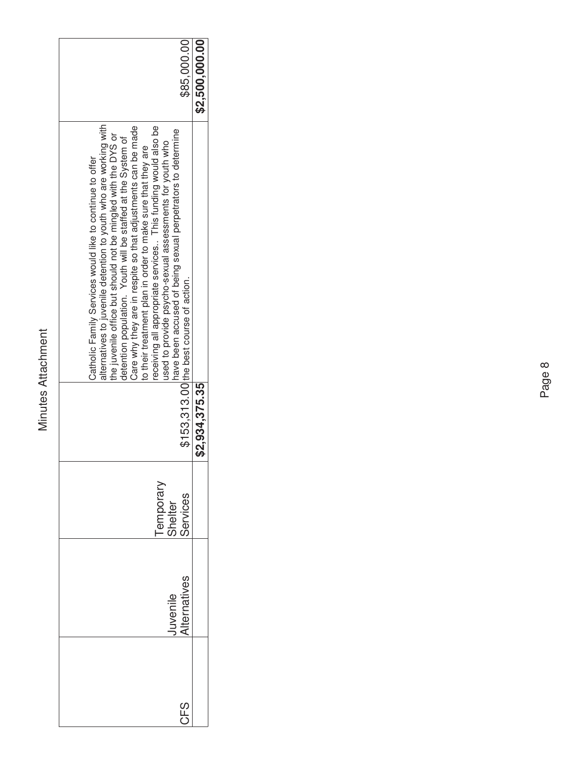# Minutes Attachment

| | | | | | |
|---|---|---|---|---|---|
| CFS | Juvenile Alternatives | Temporary Shelter Services | $153,313.00 | Catholic Family Services would like to continue to offer alternatives to juvenile detention to youth who are working with the juvenile office but should not be mingled with the DYS or detention population. Youth will be staffed at the System of Care why they are in respite so that adjustments can be made to their treatment plan in order to make sure that they are receiving all appropriate services.. This funding would also be used to provide psycho-sexual assessments for youth who have been accused of being sexual perpetrators to determine the best course of action. | $85,000.00 |
| | | | **$2,934,375.35** | | **$2,500,000.00** |